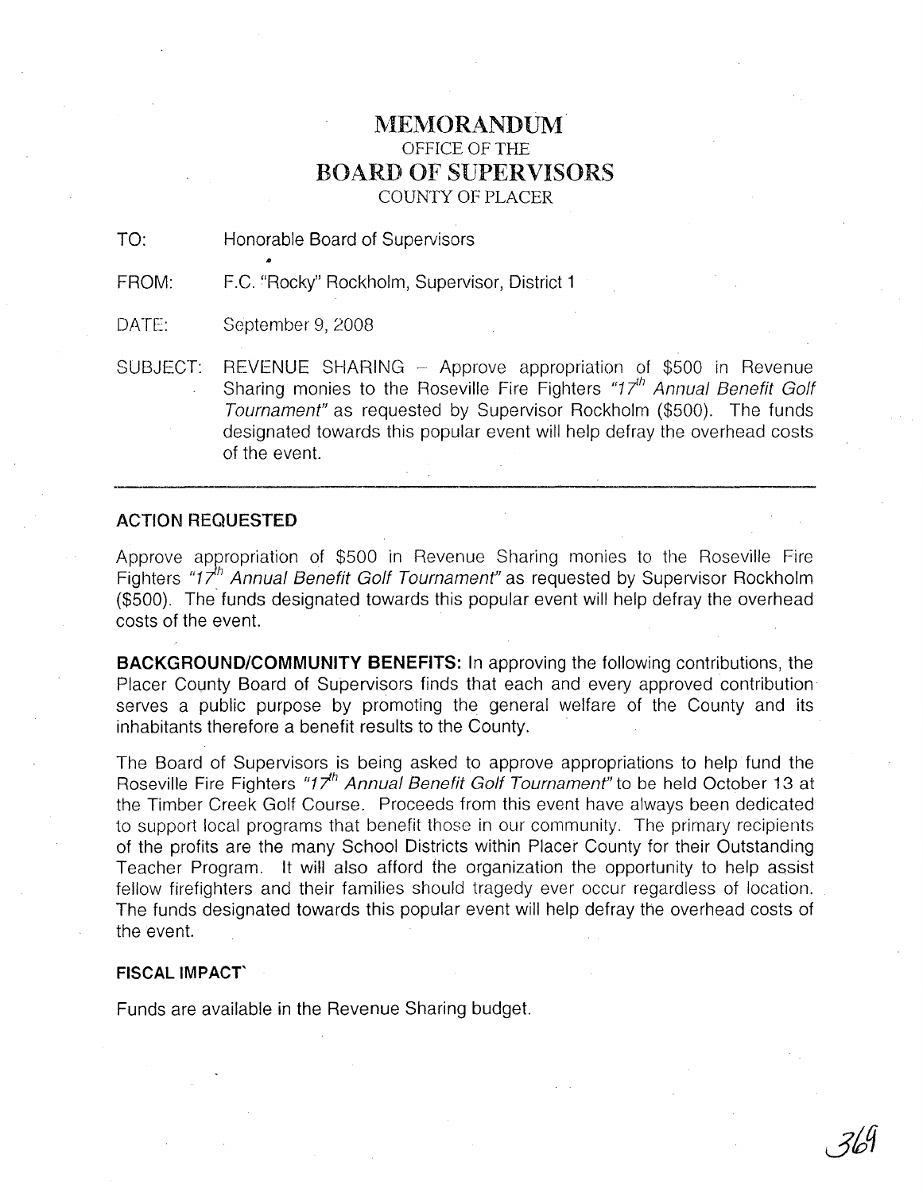# MEMORANDUM

OFFICE OF THE

## BOARD OF SUPERVISORS

COUNTY OF PLACER

TO: Honorable Board of Supervisors

FROM: F.C. "Rocky" Rockholm, Supervisor, District 1

DATE: September 9, 2008

SUBJECT: REVENUE SHARING – Approve appropriation of $500 in Revenue Sharing monies to the Roseville Fire Fighters *"17th Annual Benefit Golf Tournament"* as requested by Supervisor Rockholm ($500). The funds designated towards this popular event will help defray the overhead costs of the event.

---

**ACTION REQUESTED**

Approve appropriation of $500 in Revenue Sharing monies to the Roseville Fire Fighters *"17th Annual Benefit Golf Tournament"* as requested by Supervisor Rockholm ($500). The funds designated towards this popular event will help defray the overhead costs of the event.

**BACKGROUND/COMMUNITY BENEFITS:** In approving the following contributions, the Placer County Board of Supervisors finds that each and every approved contribution serves a public purpose by promoting the general welfare of the County and its inhabitants therefore a benefit results to the County.

The Board of Supervisors is being asked to approve appropriations to help fund the Roseville Fire Fighters *"17th Annual Benefit Golf Tournament"* to be held October 13 at the Timber Creek Golf Course. Proceeds from this event have always been dedicated to support local programs that benefit those in our community. The primary recipients of the profits are the many School Districts within Placer County for their Outstanding Teacher Program. It will also afford the organization the opportunity to help assist fellow firefighters and their families should tragedy ever occur regardless of location. The funds designated towards this popular event will help defray the overhead costs of the event.

**FISCAL IMPACT**

Funds are available in the Revenue Sharing budget.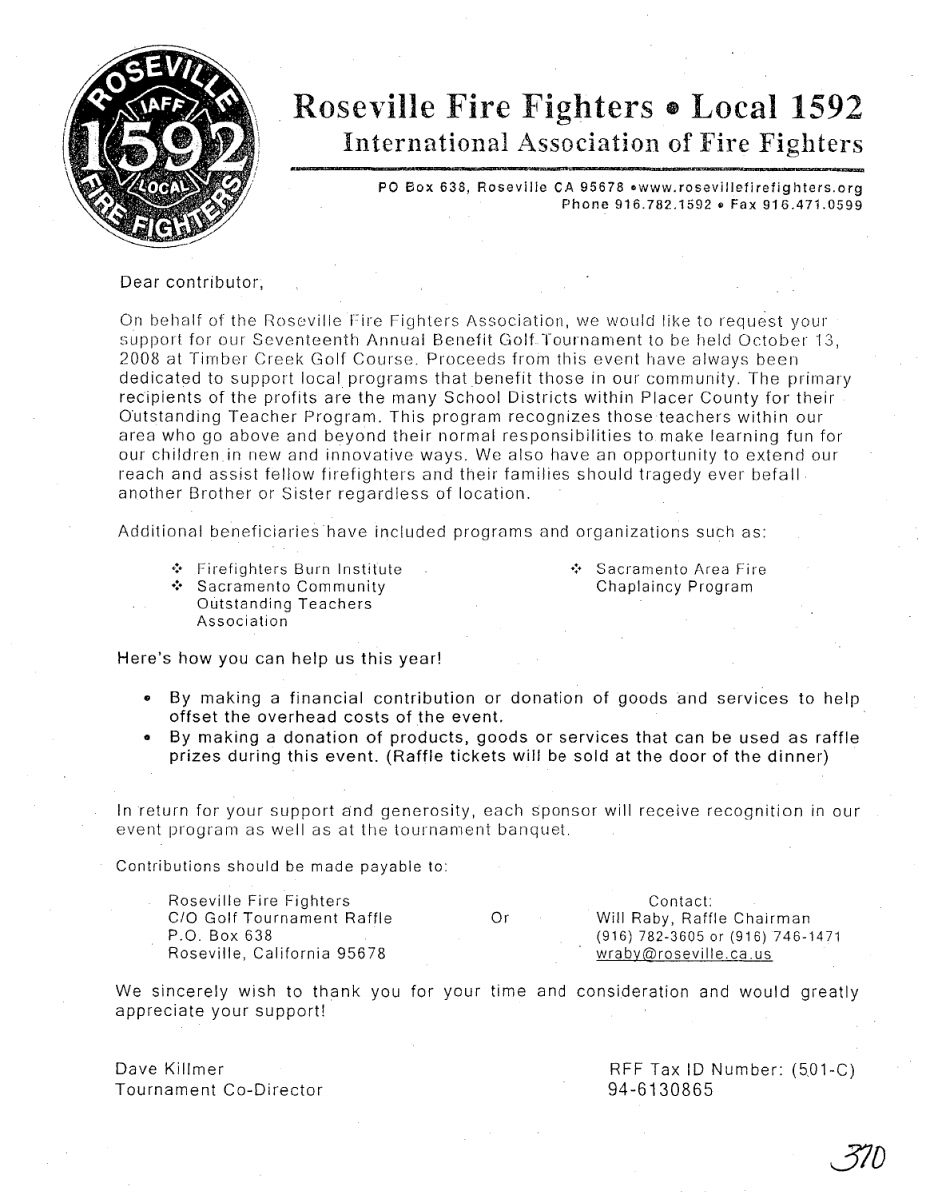# Roseville Fire Fighters • Local 1592

## International Association of Fire Fighters

PO Box 638, Roseville CA 95678 •www.rosevillefirefighters.org
Phone 916.782.1592 • Fax 916.471.0599

Dear contributor,

On behalf of the Roseville Fire Fighters Association, we would like to request your support for our Seventeenth Annual Benefit Golf Tournament to be held October 13, 2008 at Timber Creek Golf Course. Proceeds from this event have always been dedicated to support local programs that benefit those in our community. The primary recipients of the profits are the many School Districts within Placer County for their Outstanding Teacher Program. This program recognizes those teachers within our area who go above and beyond their normal responsibilities to make learning fun for our children in new and innovative ways. We also have an opportunity to extend our reach and assist fellow firefighters and their families should tragedy ever befall another Brother or Sister regardless of location.

Additional beneficiaries have included programs and organizations such as:

- Firefighters Burn Institute
- Sacramento Community Outstanding Teachers Association
- Sacramento Area Fire Chaplaincy Program

Here's how you can help us this year!

- By making a financial contribution or donation of goods and services to help offset the overhead costs of the event.
- By making a donation of products, goods or services that can be used as raffle prizes during this event. (Raffle tickets will be sold at the door of the dinner)

In return for your support and generosity, each sponsor will receive recognition in our event program as well as at the tournament banquet.

Contributions should be made payable to:

Roseville Fire Fighters
C/O Golf Tournament Raffle
P.O. Box 638
Roseville, California 95678

Or

Contact:
Will Raby, Raffle Chairman
(916) 782-3605 or (916) 746-1471
wraby@roseville.ca.us

We sincerely wish to thank you for your time and consideration and would greatly appreciate your support!

Dave Killmer
Tournament Co-Director

RFF Tax ID Number: (501-C)
94-6130865